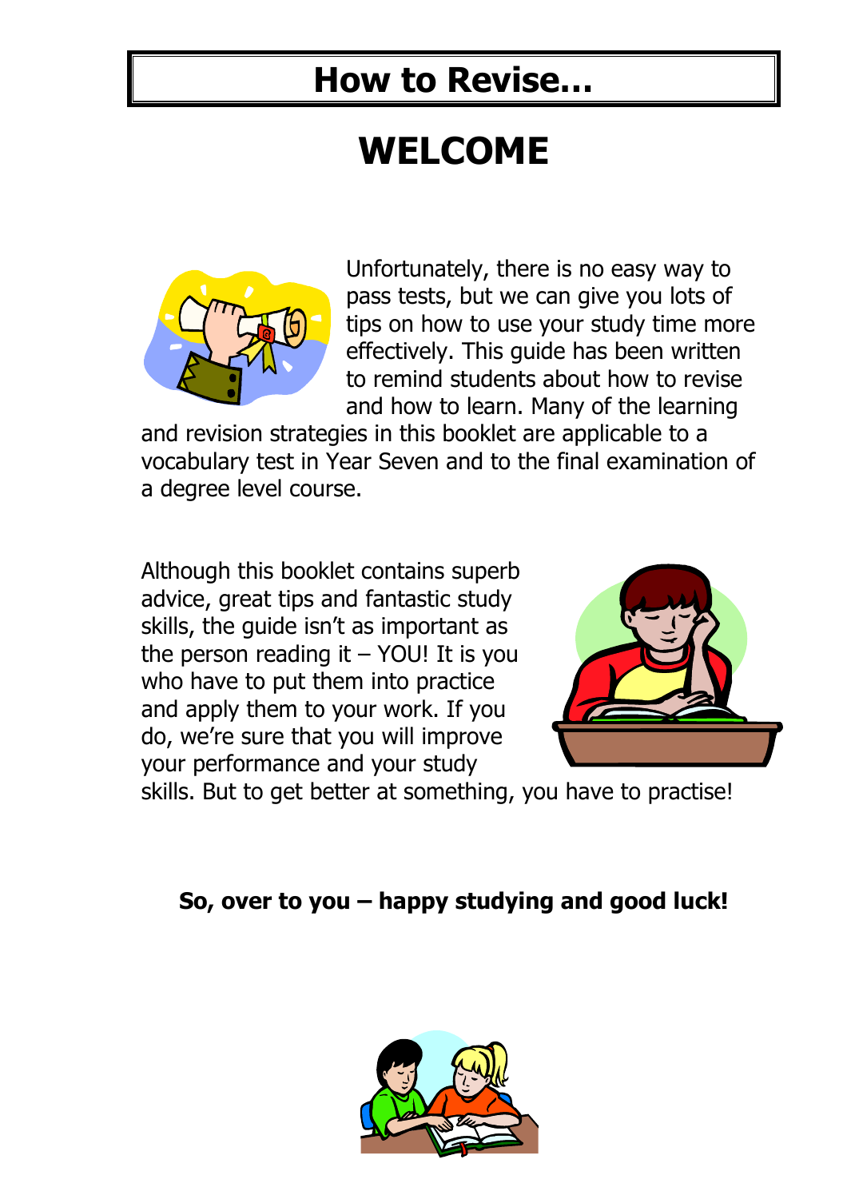# How to Revise…

## WELCOME

Unfortunately, there is no easy way to pass tests, but we can give you lots of tips on how to use your study time more effectively. This guide has been written to remind students about how to revise and how to learn. Many of the learning and revision strategies in this booklet are applicable to a vocabulary test in Year Seven and to the final examination of a degree level course.

Although this booklet contains superb advice, great tips and fantastic study skills, the guide isn't as important as the person reading it – YOU! It is you who have to put them into practice and apply them to your work. If you do, we're sure that you will improve your performance and your study skills. But to get better at something, you have to practise!

**So, over to you – happy studying and good luck!**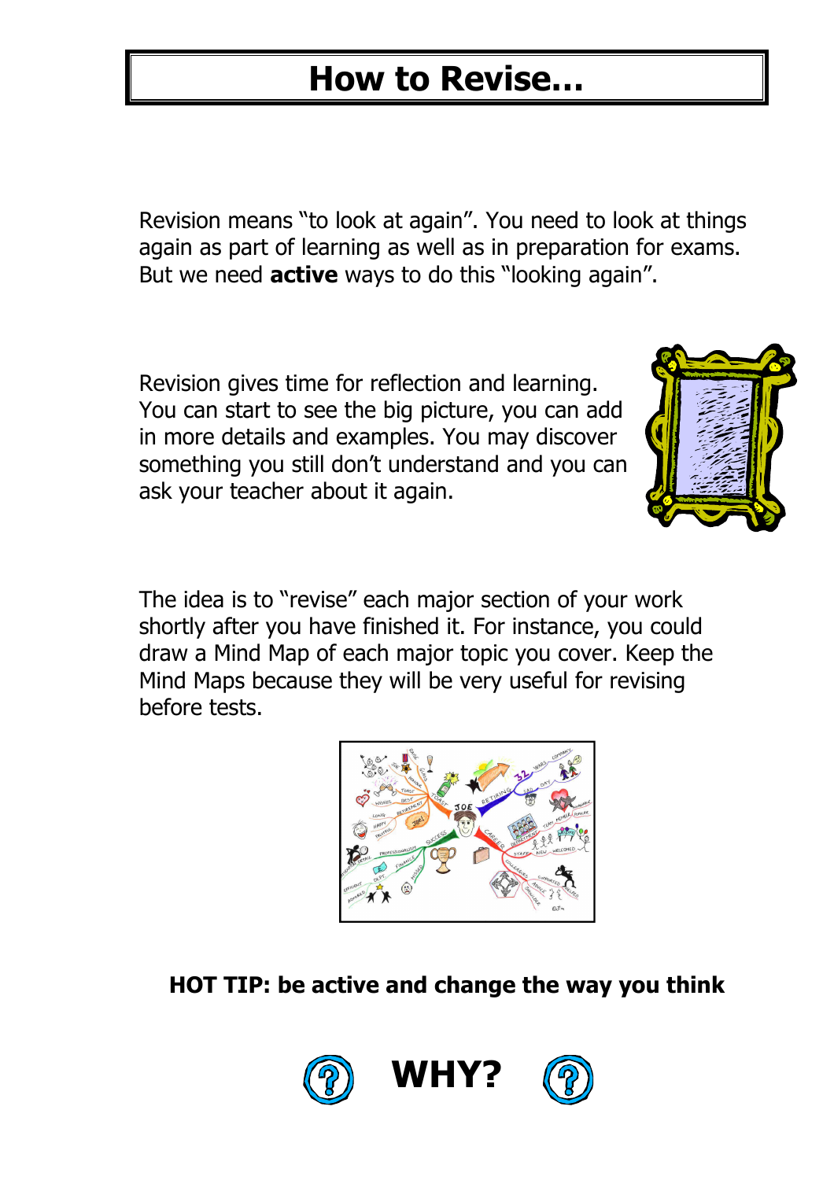# How to Revise…

Revision means "to look at again". You need to look at things again as part of learning as well as in preparation for exams. But we need **active** ways to do this "looking again".

Revision gives time for reflection and learning. You can start to see the big picture, you can add in more details and examples. You may discover something you still don't understand and you can ask your teacher about it again.

The idea is to "revise" each major section of your work shortly after you have finished it. For instance, you could draw a Mind Map of each major topic you cover. Keep the Mind Maps because they will be very useful for revising before tests.

**HOT TIP: be active and change the way you think**

**WHY?**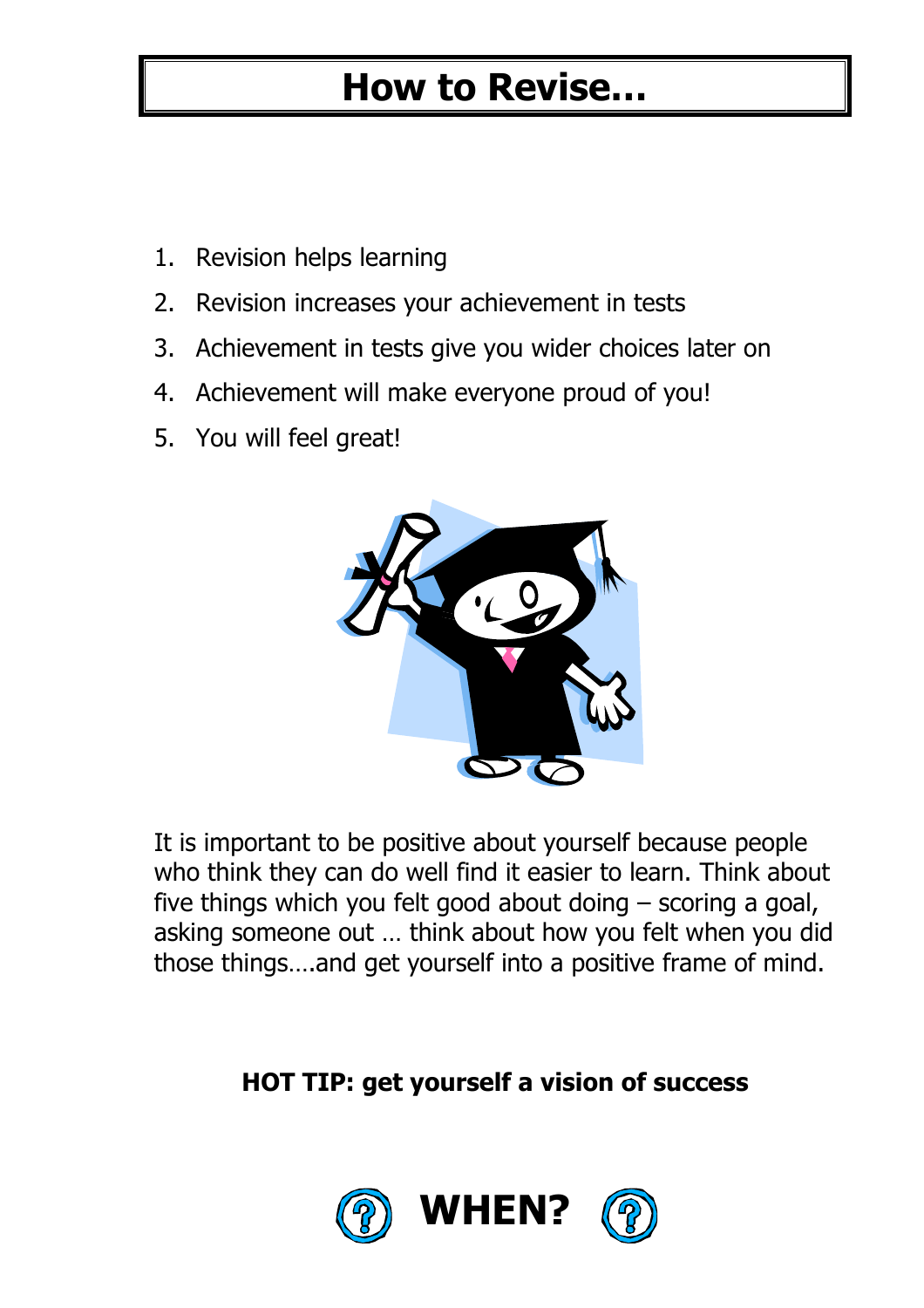# How to Revise…

1. Revision helps learning
2. Revision increases your achievement in tests
3. Achievement in tests give you wider choices later on
4. Achievement will make everyone proud of you!
5. You will feel great!

It is important to be positive about yourself because people who think they can do well find it easier to learn. Think about five things which you felt good about doing – scoring a goal, asking someone out … think about how you felt when you did those things….and get yourself into a positive frame of mind.

**HOT TIP: get yourself a vision of success**

## WHEN?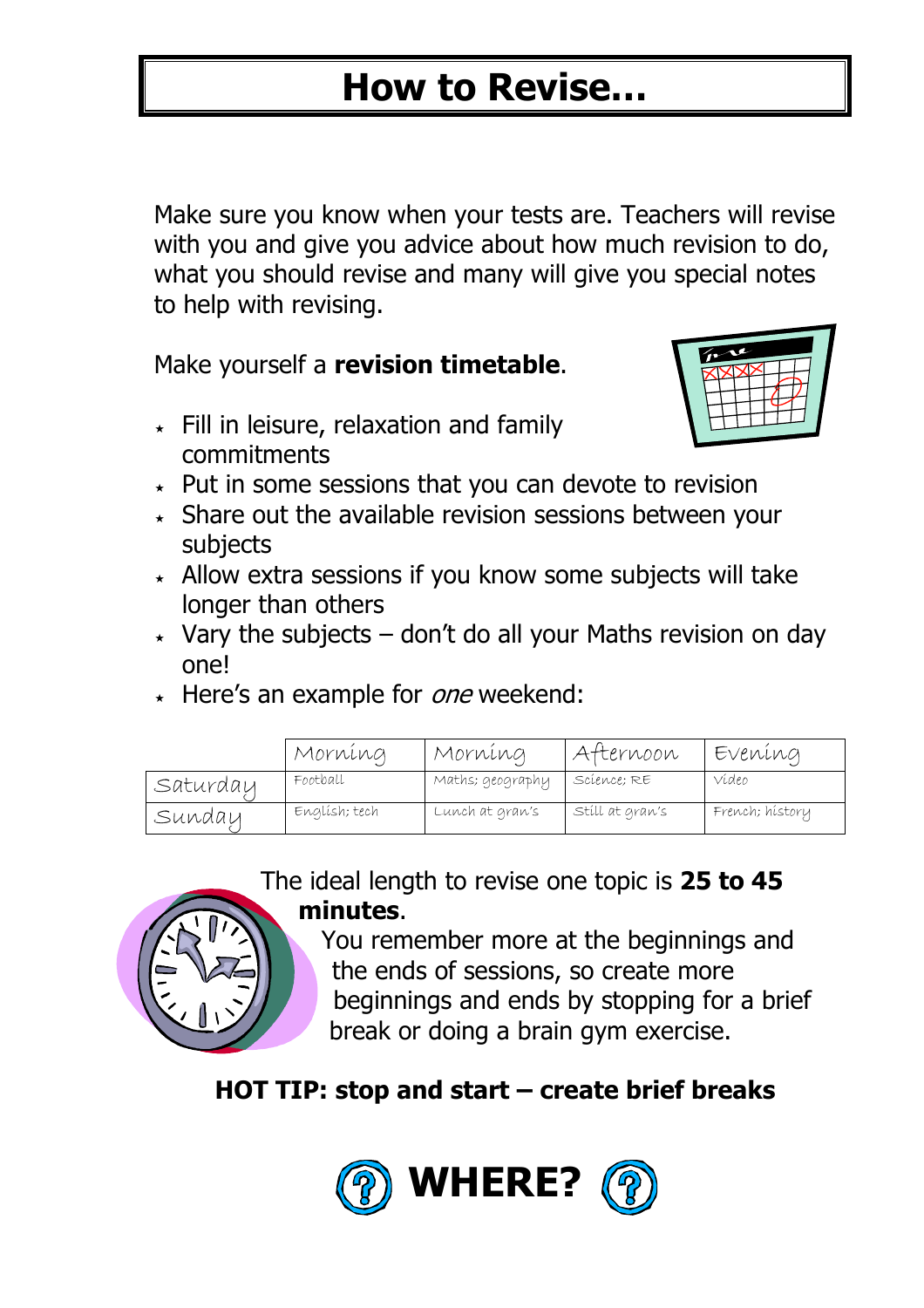# How to Revise…

Make sure you know when your tests are. Teachers will revise with you and give you advice about how much revision to do, what you should revise and many will give you special notes to help with revising.

Make yourself a **revision timetable**.

- Fill in leisure, relaxation and family commitments
- Put in some sessions that you can devote to revision
- Share out the available revision sessions between your subjects
- Allow extra sessions if you know some subjects will take longer than others
- Vary the subjects – don't do all your Maths revision on day one!
- Here's an example for *one* weekend:

| | Morning | Morning | Afternoon | Evening |
|---|---|---|---|---|
| Saturday | Football | Maths; geography | Science; RE | Video |
| Sunday | English; tech | Lunch at gran's | Still at gran's | French; history |

The ideal length to revise one topic is **25 to 45 minutes**.

You remember more at the beginnings and the ends of sessions, so create more beginnings and ends by stopping for a brief break or doing a brain gym exercise.

**HOT TIP: stop and start – create brief breaks**

# WHERE?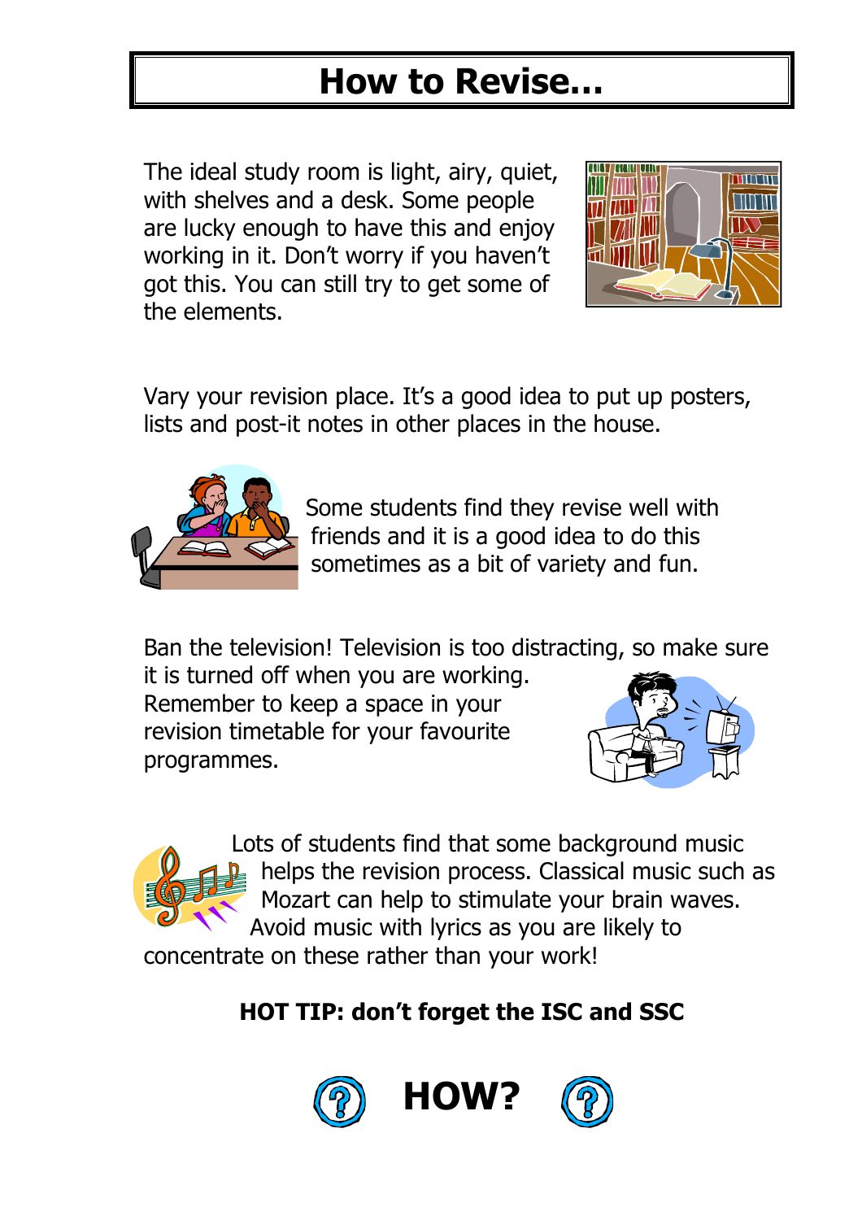# How to Revise…

The ideal study room is light, airy, quiet, with shelves and a desk. Some people are lucky enough to have this and enjoy working in it. Don't worry if you haven't got this. You can still try to get some of the elements.

Vary your revision place. It's a good idea to put up posters, lists and post-it notes in other places in the house.

Some students find they revise well with friends and it is a good idea to do this sometimes as a bit of variety and fun.

Ban the television! Television is too distracting, so make sure it is turned off when you are working. Remember to keep a space in your revision timetable for your favourite programmes.

Lots of students find that some background music helps the revision process. Classical music such as Mozart can help to stimulate your brain waves. Avoid music with lyrics as you are likely to concentrate on these rather than your work!

**HOT TIP: don't forget the ISC and SSC**

**HOW?**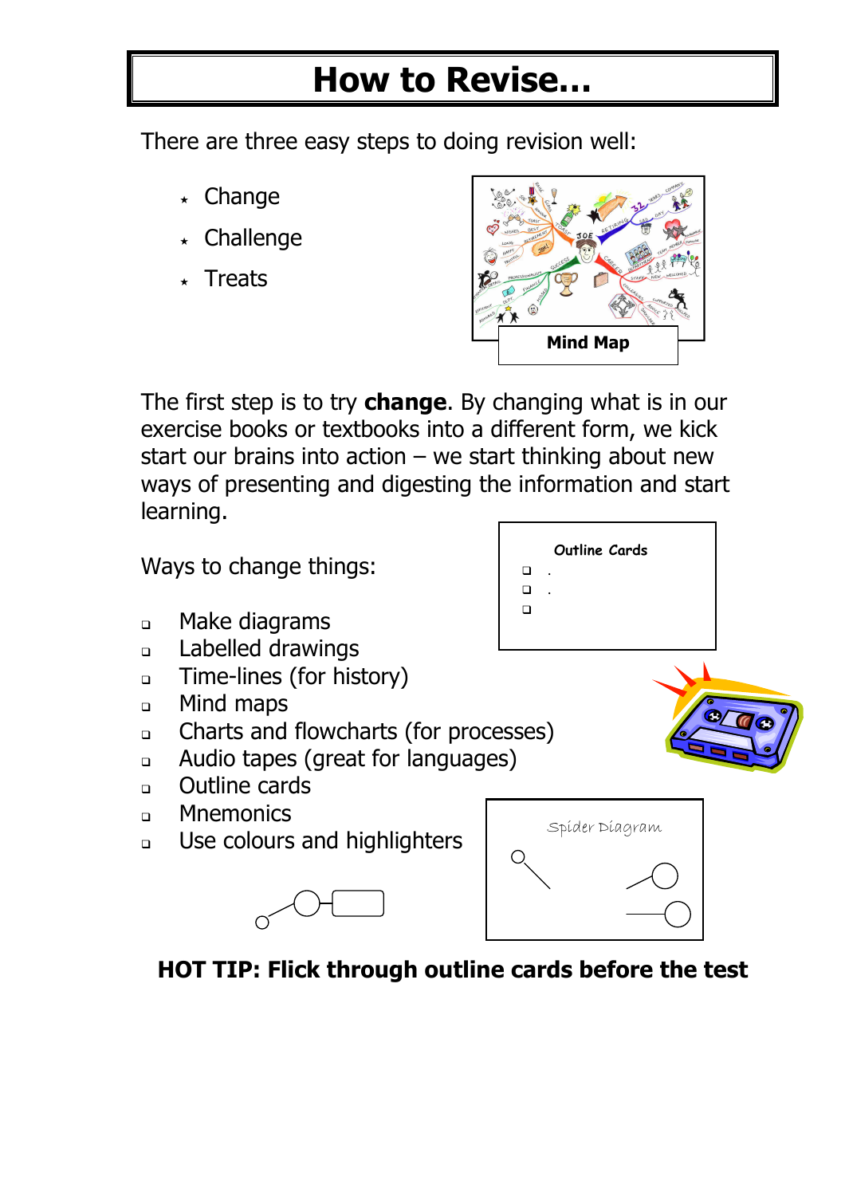# How to Revise…

There are three easy steps to doing revision well:

- Change
- Challenge
- Treats

Mind Map

The first step is to try **change**. By changing what is in our exercise books or textbooks into a different form, we kick start our brains into action – we start thinking about new ways of presenting and digesting the information and start learning.

Outline Cards

Ways to change things:

- Make diagrams
- Labelled drawings
- Time-lines (for history)
- Mind maps
- Charts and flowcharts (for processes)
- Audio tapes (great for languages)
- Outline cards
- Mnemonics
- Use colours and highlighters

Spider Diagram

**HOT TIP: Flick through outline cards before the test**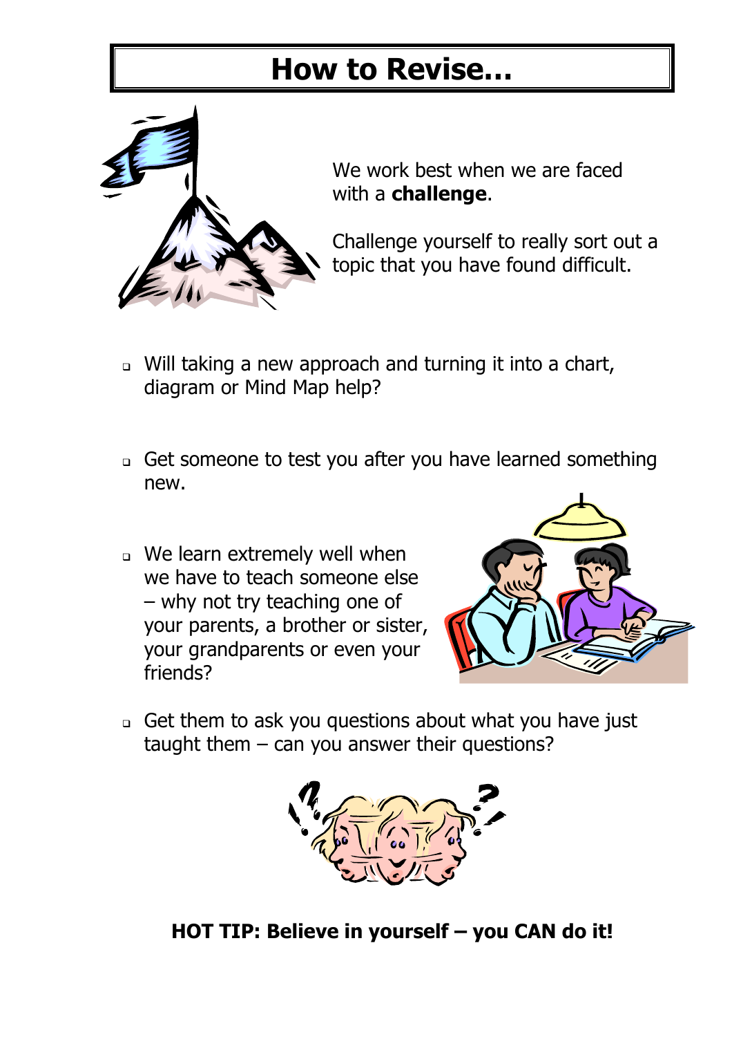# How to Revise…

We work best when we are faced with a **challenge**.

Challenge yourself to really sort out a topic that you have found difficult.

- Will taking a new approach and turning it into a chart, diagram or Mind Map help?

- Get someone to test you after you have learned something new.

- We learn extremely well when we have to teach someone else – why not try teaching one of your parents, a brother or sister, your grandparents or even your friends?

- Get them to ask you questions about what you have just taught them – can you answer their questions?

**HOT TIP: Believe in yourself – you CAN do it!**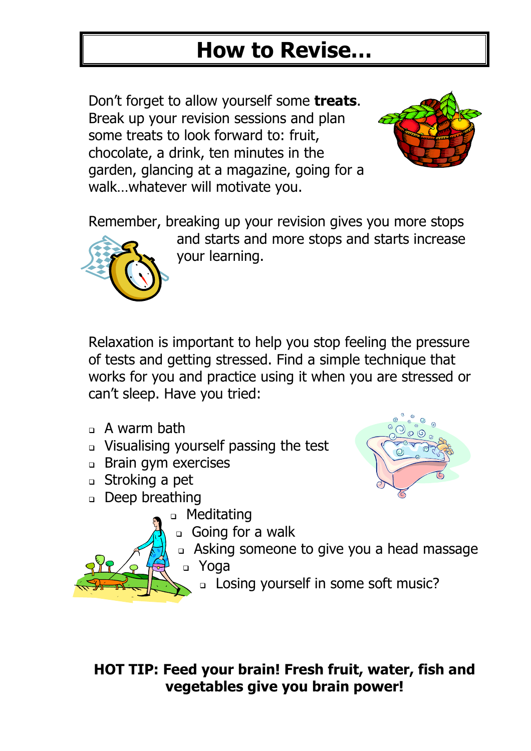# How to Revise…

Don't forget to allow yourself some **treats**. Break up your revision sessions and plan some treats to look forward to: fruit, chocolate, a drink, ten minutes in the garden, glancing at a magazine, going for a walk…whatever will motivate you.

Remember, breaking up your revision gives you more stops and starts and more stops and starts increase your learning.

Relaxation is important to help you stop feeling the pressure of tests and getting stressed. Find a simple technique that works for you and practice using it when you are stressed or can't sleep. Have you tried:

- A warm bath
- Visualising yourself passing the test
- Brain gym exercises
- Stroking a pet
- Deep breathing
- Meditating
- Going for a walk
- Asking someone to give you a head massage
- Yoga
- Losing yourself in some soft music?

**HOT TIP: Feed your brain! Fresh fruit, water, fish and vegetables give you brain power!**